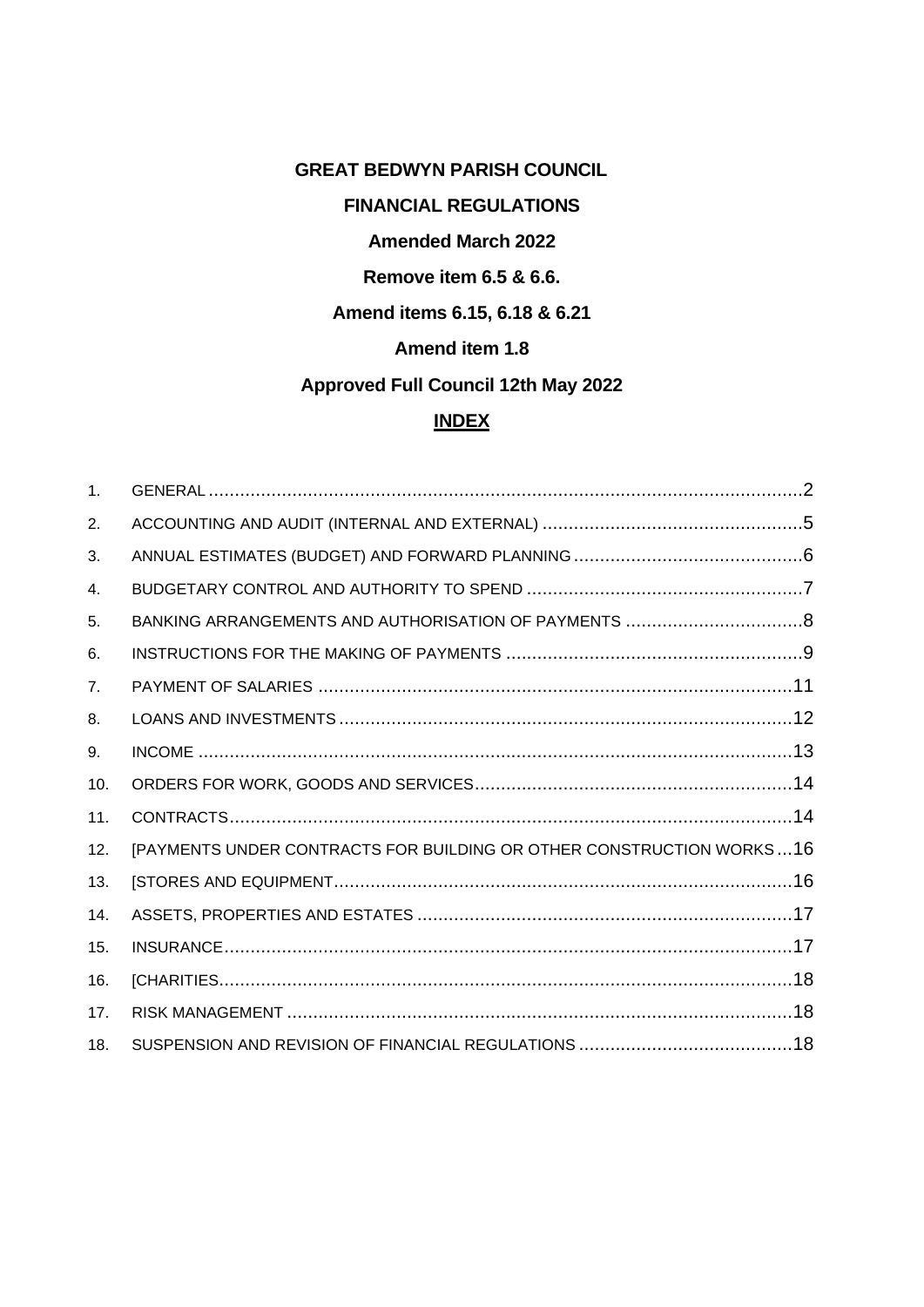**GREAT BEDWYN PARISH COUNCIL**

**FINANCIAL REGULATIONS**

**Amended March 2022**

**Remove item 6.5 & 6.6.**

**Amend items 6.15, 6.18 & 6.21**

**Amend item 1.8**

**Approved Full Council 12th May 2022**

**INDEX**

1. GENERAL ....... 2
2. ACCOUNTING AND AUDIT (INTERNAL AND EXTERNAL) ....... 5
3. ANNUAL ESTIMATES (BUDGET) AND FORWARD PLANNING ....... 6
4. BUDGETARY CONTROL AND AUTHORITY TO SPEND ....... 7
5. BANKING ARRANGEMENTS AND AUTHORISATION OF PAYMENTS ....... 8
6. INSTRUCTIONS FOR THE MAKING OF PAYMENTS ....... 9
7. PAYMENT OF SALARIES ....... 11
8. LOANS AND INVESTMENTS ....... 12
9. INCOME ....... 13
10. ORDERS FOR WORK, GOODS AND SERVICES ....... 14
11. CONTRACTS ....... 14
12. [PAYMENTS UNDER CONTRACTS FOR BUILDING OR OTHER CONSTRUCTION WORKS ....... 16
13. [STORES AND EQUIPMENT ....... 16
14. ASSETS, PROPERTIES AND ESTATES ....... 17
15. INSURANCE ....... 17
16. [CHARITIES ....... 18
17. RISK MANAGEMENT ....... 18
18. SUSPENSION AND REVISION OF FINANCIAL REGULATIONS ....... 18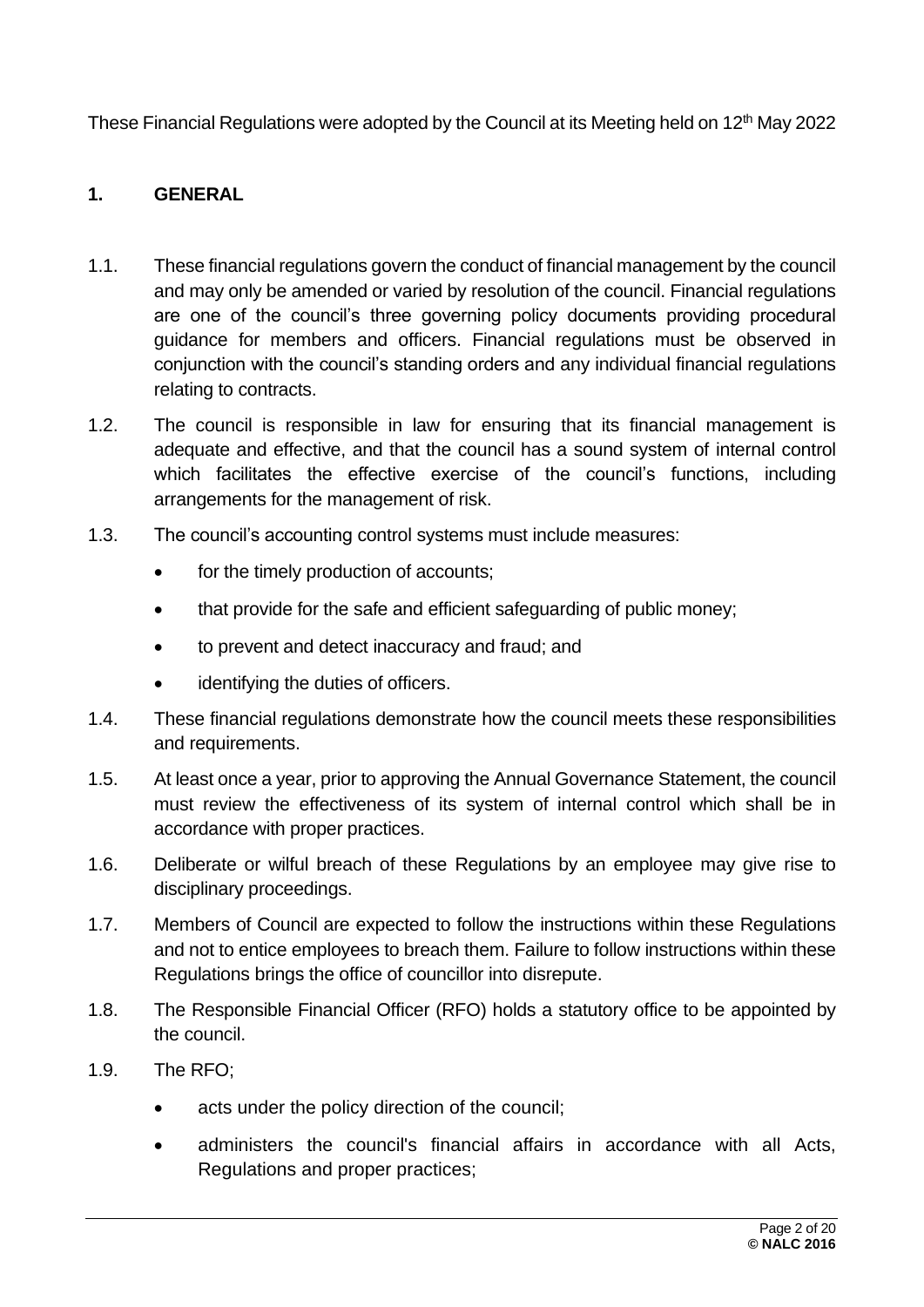These Financial Regulations were adopted by the Council at its Meeting held on 12th May 2022

## 1. GENERAL

1.1. These financial regulations govern the conduct of financial management by the council and may only be amended or varied by resolution of the council. Financial regulations are one of the council's three governing policy documents providing procedural guidance for members and officers. Financial regulations must be observed in conjunction with the council's standing orders and any individual financial regulations relating to contracts.

1.2. The council is responsible in law for ensuring that its financial management is adequate and effective, and that the council has a sound system of internal control which facilitates the effective exercise of the council's functions, including arrangements for the management of risk.

1.3. The council's accounting control systems must include measures:

- for the timely production of accounts;
- that provide for the safe and efficient safeguarding of public money;
- to prevent and detect inaccuracy and fraud; and
- identifying the duties of officers.

1.4. These financial regulations demonstrate how the council meets these responsibilities and requirements.

1.5. At least once a year, prior to approving the Annual Governance Statement, the council must review the effectiveness of its system of internal control which shall be in accordance with proper practices.

1.6. Deliberate or wilful breach of these Regulations by an employee may give rise to disciplinary proceedings.

1.7. Members of Council are expected to follow the instructions within these Regulations and not to entice employees to breach them. Failure to follow instructions within these Regulations brings the office of councillor into disrepute.

1.8. The Responsible Financial Officer (RFO) holds a statutory office to be appointed by the council.

1.9. The RFO;

- acts under the policy direction of the council;
- administers the council's financial affairs in accordance with all Acts, Regulations and proper practices;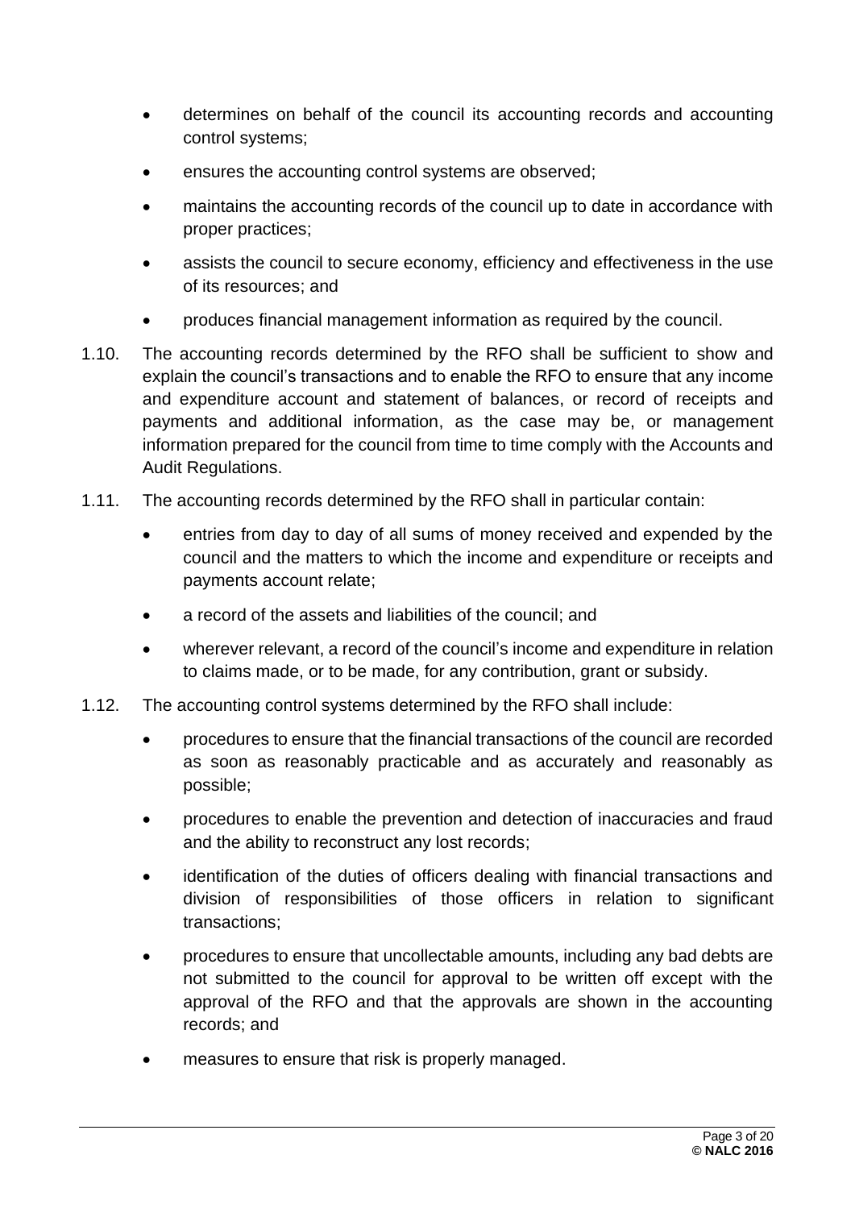- determines on behalf of the council its accounting records and accounting control systems;
- ensures the accounting control systems are observed;
- maintains the accounting records of the council up to date in accordance with proper practices;
- assists the council to secure economy, efficiency and effectiveness in the use of its resources; and
- produces financial management information as required by the council.

1.10. The accounting records determined by the RFO shall be sufficient to show and explain the council's transactions and to enable the RFO to ensure that any income and expenditure account and statement of balances, or record of receipts and payments and additional information, as the case may be, or management information prepared for the council from time to time comply with the Accounts and Audit Regulations.

1.11. The accounting records determined by the RFO shall in particular contain:

- entries from day to day of all sums of money received and expended by the council and the matters to which the income and expenditure or receipts and payments account relate;
- a record of the assets and liabilities of the council; and
- wherever relevant, a record of the council's income and expenditure in relation to claims made, or to be made, for any contribution, grant or subsidy.

1.12. The accounting control systems determined by the RFO shall include:

- procedures to ensure that the financial transactions of the council are recorded as soon as reasonably practicable and as accurately and reasonably as possible;
- procedures to enable the prevention and detection of inaccuracies and fraud and the ability to reconstruct any lost records;
- identification of the duties of officers dealing with financial transactions and division of responsibilities of those officers in relation to significant transactions;
- procedures to ensure that uncollectable amounts, including any bad debts are not submitted to the council for approval to be written off except with the approval of the RFO and that the approvals are shown in the accounting records; and
- measures to ensure that risk is properly managed.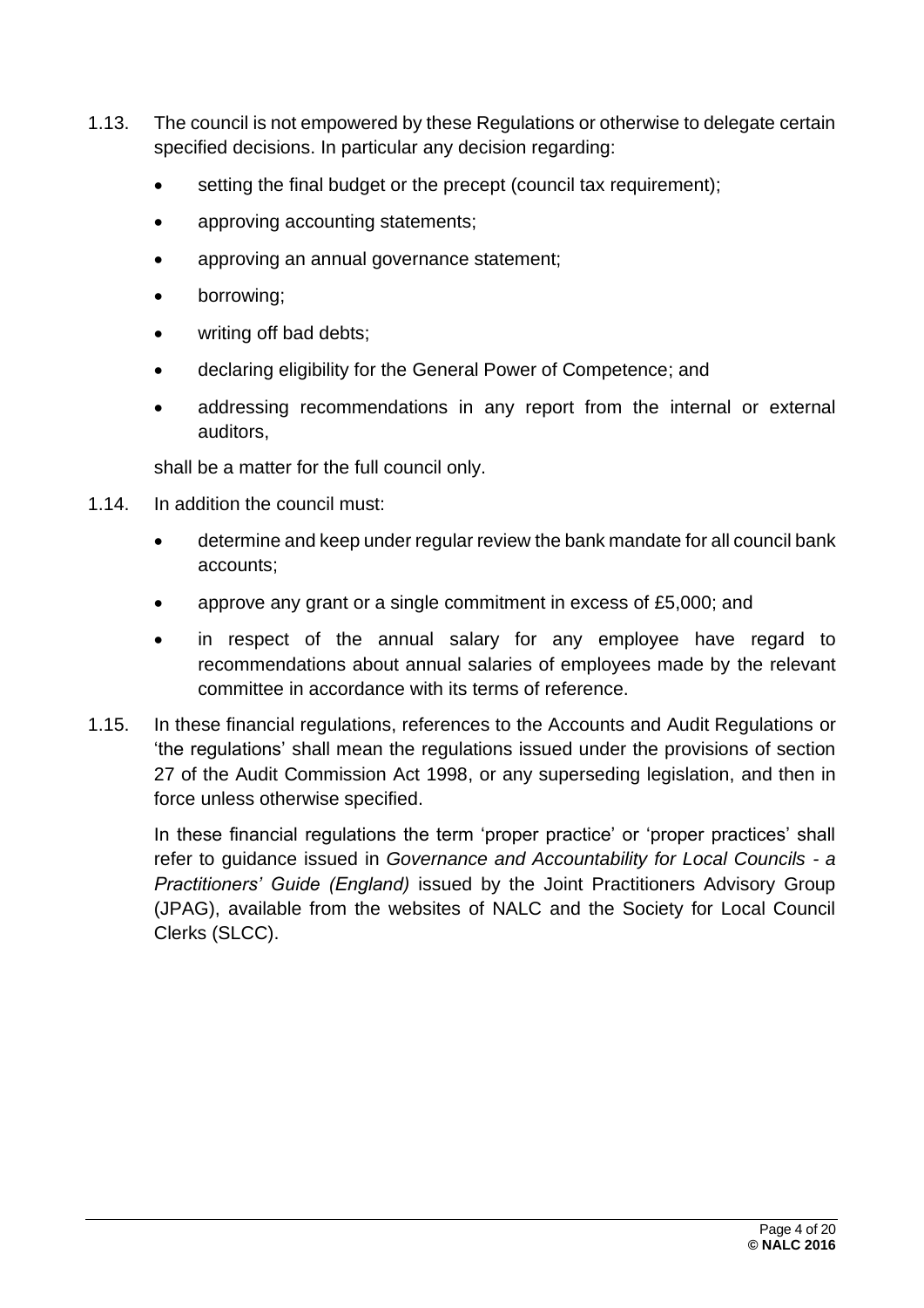1.13. The council is not empowered by these Regulations or otherwise to delegate certain specified decisions. In particular any decision regarding:

- setting the final budget or the precept (council tax requirement);
- approving accounting statements;
- approving an annual governance statement;
- borrowing;
- writing off bad debts;
- declaring eligibility for the General Power of Competence; and
- addressing recommendations in any report from the internal or external auditors,

shall be a matter for the full council only.

1.14. In addition the council must:

- determine and keep under regular review the bank mandate for all council bank accounts;
- approve any grant or a single commitment in excess of £5,000; and
- in respect of the annual salary for any employee have regard to recommendations about annual salaries of employees made by the relevant committee in accordance with its terms of reference.

1.15. In these financial regulations, references to the Accounts and Audit Regulations or 'the regulations' shall mean the regulations issued under the provisions of section 27 of the Audit Commission Act 1998, or any superseding legislation, and then in force unless otherwise specified.

In these financial regulations the term 'proper practice' or 'proper practices' shall refer to guidance issued in *Governance and Accountability for Local Councils - a Practitioners' Guide (England)* issued by the Joint Practitioners Advisory Group (JPAG), available from the websites of NALC and the Society for Local Council Clerks (SLCC).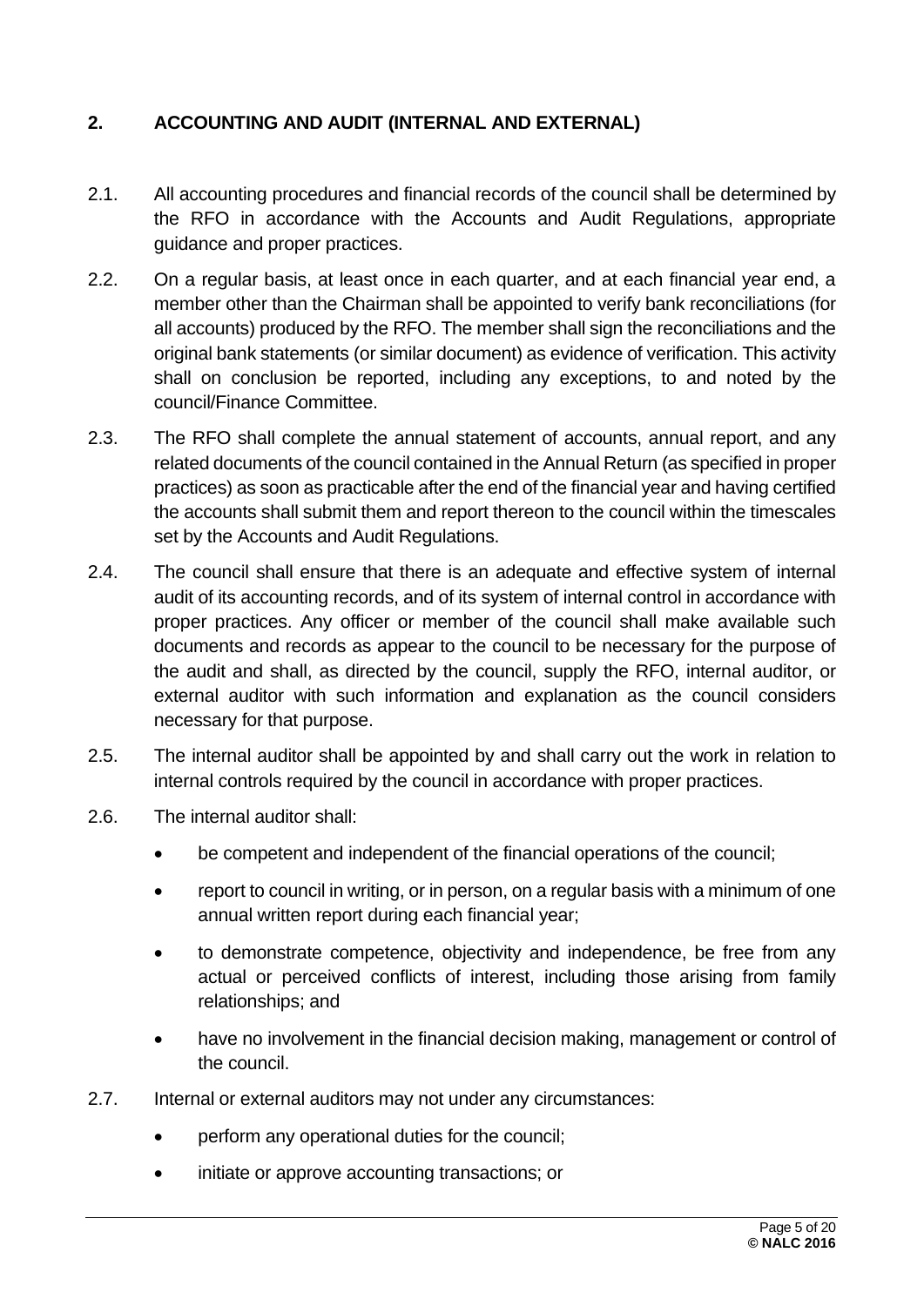## 2. ACCOUNTING AND AUDIT (INTERNAL AND EXTERNAL)

2.1. All accounting procedures and financial records of the council shall be determined by the RFO in accordance with the Accounts and Audit Regulations, appropriate guidance and proper practices.

2.2. On a regular basis, at least once in each quarter, and at each financial year end, a member other than the Chairman shall be appointed to verify bank reconciliations (for all accounts) produced by the RFO. The member shall sign the reconciliations and the original bank statements (or similar document) as evidence of verification. This activity shall on conclusion be reported, including any exceptions, to and noted by the council/Finance Committee.

2.3. The RFO shall complete the annual statement of accounts, annual report, and any related documents of the council contained in the Annual Return (as specified in proper practices) as soon as practicable after the end of the financial year and having certified the accounts shall submit them and report thereon to the council within the timescales set by the Accounts and Audit Regulations.

2.4. The council shall ensure that there is an adequate and effective system of internal audit of its accounting records, and of its system of internal control in accordance with proper practices. Any officer or member of the council shall make available such documents and records as appear to the council to be necessary for the purpose of the audit and shall, as directed by the council, supply the RFO, internal auditor, or external auditor with such information and explanation as the council considers necessary for that purpose.

2.5. The internal auditor shall be appointed by and shall carry out the work in relation to internal controls required by the council in accordance with proper practices.

2.6. The internal auditor shall:

- be competent and independent of the financial operations of the council;
- report to council in writing, or in person, on a regular basis with a minimum of one annual written report during each financial year;
- to demonstrate competence, objectivity and independence, be free from any actual or perceived conflicts of interest, including those arising from family relationships; and
- have no involvement in the financial decision making, management or control of the council.

2.7. Internal or external auditors may not under any circumstances:

- perform any operational duties for the council;
- initiate or approve accounting transactions; or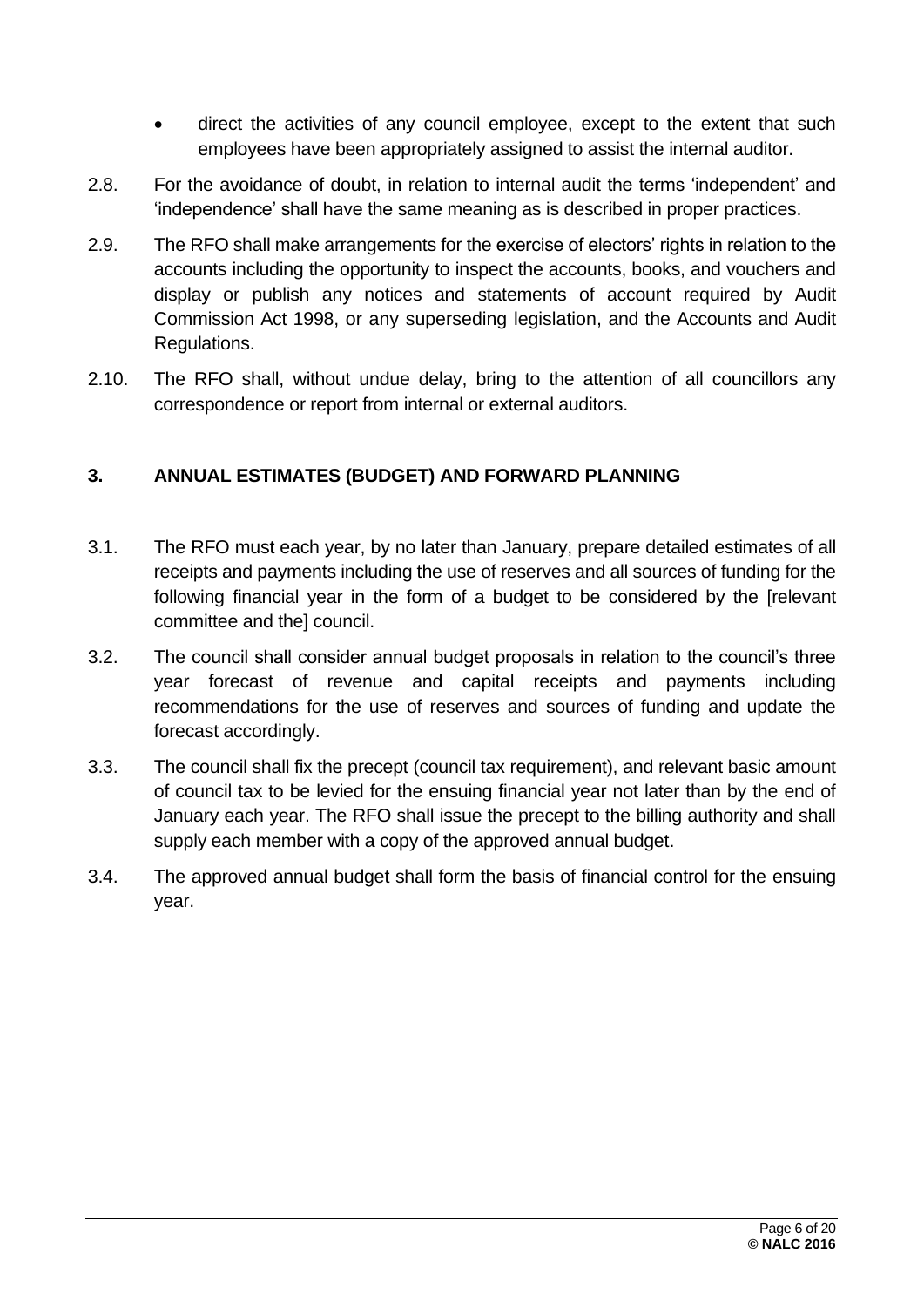- direct the activities of any council employee, except to the extent that such employees have been appropriately assigned to assist the internal auditor.

2.8. For the avoidance of doubt, in relation to internal audit the terms 'independent' and 'independence' shall have the same meaning as is described in proper practices.

2.9. The RFO shall make arrangements for the exercise of electors' rights in relation to the accounts including the opportunity to inspect the accounts, books, and vouchers and display or publish any notices and statements of account required by Audit Commission Act 1998, or any superseding legislation, and the Accounts and Audit Regulations.

2.10. The RFO shall, without undue delay, bring to the attention of all councillors any correspondence or report from internal or external auditors.

## 3. ANNUAL ESTIMATES (BUDGET) AND FORWARD PLANNING

3.1. The RFO must each year, by no later than January, prepare detailed estimates of all receipts and payments including the use of reserves and all sources of funding for the following financial year in the form of a budget to be considered by the [relevant committee and the] council.

3.2. The council shall consider annual budget proposals in relation to the council's three year forecast of revenue and capital receipts and payments including recommendations for the use of reserves and sources of funding and update the forecast accordingly.

3.3. The council shall fix the precept (council tax requirement), and relevant basic amount of council tax to be levied for the ensuing financial year not later than by the end of January each year. The RFO shall issue the precept to the billing authority and shall supply each member with a copy of the approved annual budget.

3.4. The approved annual budget shall form the basis of financial control for the ensuing year.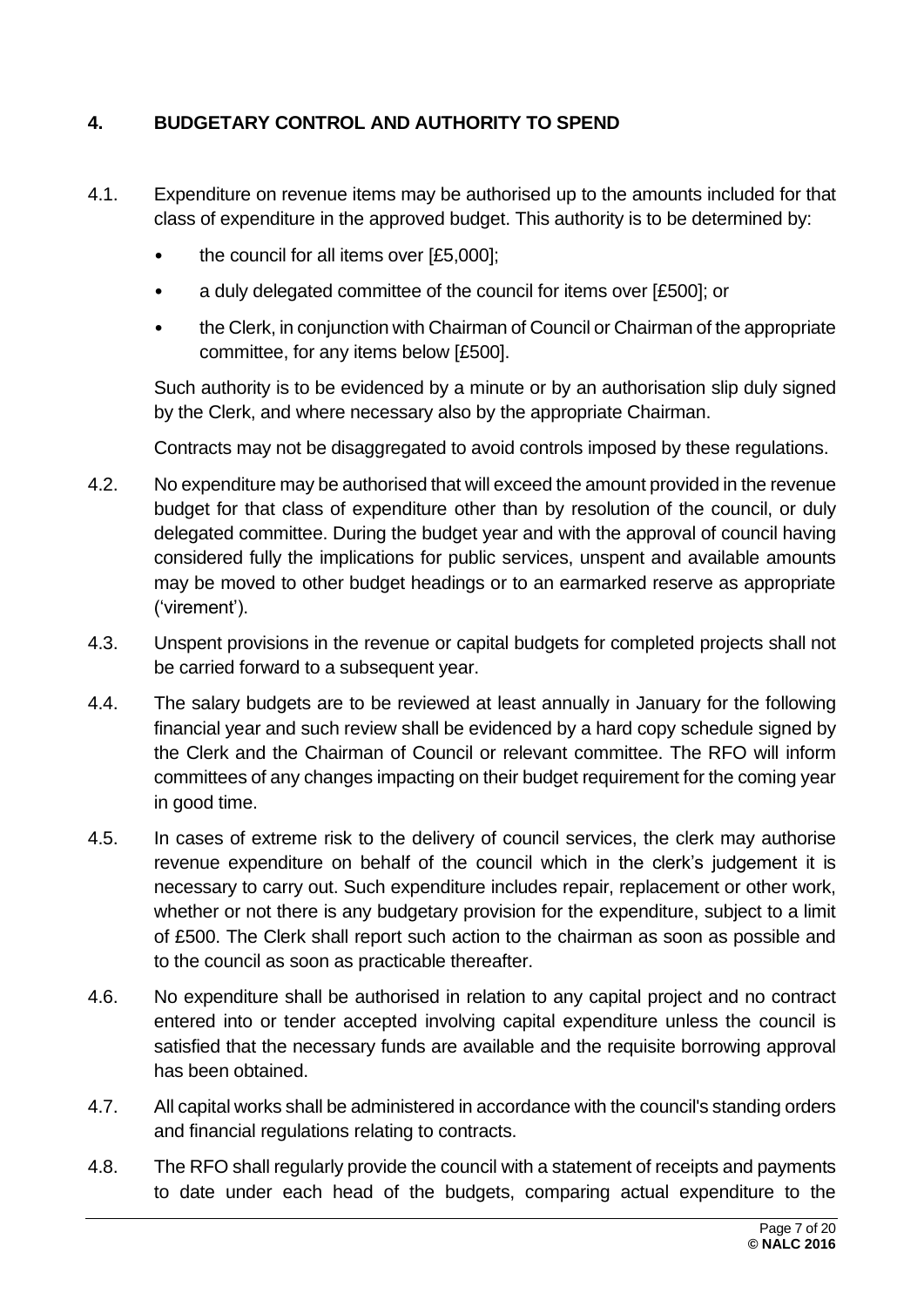## 4. BUDGETARY CONTROL AND AUTHORITY TO SPEND

4.1. Expenditure on revenue items may be authorised up to the amounts included for that class of expenditure in the approved budget. This authority is to be determined by:

- the council for all items over [£5,000];
- a duly delegated committee of the council for items over [£500]; or
- the Clerk, in conjunction with Chairman of Council or Chairman of the appropriate committee, for any items below [£500].

Such authority is to be evidenced by a minute or by an authorisation slip duly signed by the Clerk, and where necessary also by the appropriate Chairman.

Contracts may not be disaggregated to avoid controls imposed by these regulations.

4.2. No expenditure may be authorised that will exceed the amount provided in the revenue budget for that class of expenditure other than by resolution of the council, or duly delegated committee. During the budget year and with the approval of council having considered fully the implications for public services, unspent and available amounts may be moved to other budget headings or to an earmarked reserve as appropriate ('virement').

4.3. Unspent provisions in the revenue or capital budgets for completed projects shall not be carried forward to a subsequent year.

4.4. The salary budgets are to be reviewed at least annually in January for the following financial year and such review shall be evidenced by a hard copy schedule signed by the Clerk and the Chairman of Council or relevant committee. The RFO will inform committees of any changes impacting on their budget requirement for the coming year in good time.

4.5. In cases of extreme risk to the delivery of council services, the clerk may authorise revenue expenditure on behalf of the council which in the clerk's judgement it is necessary to carry out. Such expenditure includes repair, replacement or other work, whether or not there is any budgetary provision for the expenditure, subject to a limit of £500. The Clerk shall report such action to the chairman as soon as possible and to the council as soon as practicable thereafter.

4.6. No expenditure shall be authorised in relation to any capital project and no contract entered into or tender accepted involving capital expenditure unless the council is satisfied that the necessary funds are available and the requisite borrowing approval has been obtained.

4.7. All capital works shall be administered in accordance with the council's standing orders and financial regulations relating to contracts.

4.8. The RFO shall regularly provide the council with a statement of receipts and payments to date under each head of the budgets, comparing actual expenditure to the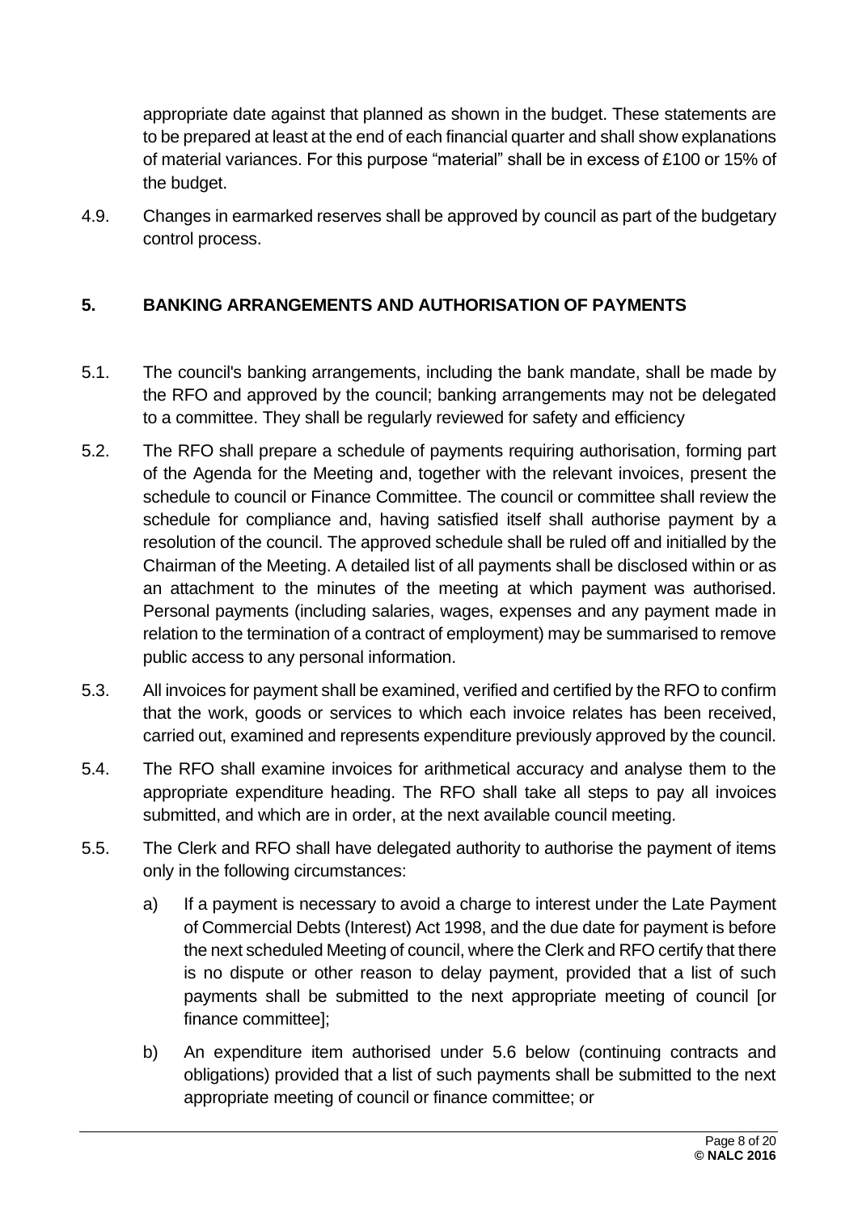appropriate date against that planned as shown in the budget. These statements are to be prepared at least at the end of each financial quarter and shall show explanations of material variances. For this purpose "material" shall be in excess of £100 or 15% of the budget.

4.9. Changes in earmarked reserves shall be approved by council as part of the budgetary control process.

## 5. BANKING ARRANGEMENTS AND AUTHORISATION OF PAYMENTS

5.1. The council's banking arrangements, including the bank mandate, shall be made by the RFO and approved by the council; banking arrangements may not be delegated to a committee. They shall be regularly reviewed for safety and efficiency

5.2. The RFO shall prepare a schedule of payments requiring authorisation, forming part of the Agenda for the Meeting and, together with the relevant invoices, present the schedule to council or Finance Committee. The council or committee shall review the schedule for compliance and, having satisfied itself shall authorise payment by a resolution of the council. The approved schedule shall be ruled off and initialled by the Chairman of the Meeting. A detailed list of all payments shall be disclosed within or as an attachment to the minutes of the meeting at which payment was authorised. Personal payments (including salaries, wages, expenses and any payment made in relation to the termination of a contract of employment) may be summarised to remove public access to any personal information.

5.3. All invoices for payment shall be examined, verified and certified by the RFO to confirm that the work, goods or services to which each invoice relates has been received, carried out, examined and represents expenditure previously approved by the council.

5.4. The RFO shall examine invoices for arithmetical accuracy and analyse them to the appropriate expenditure heading. The RFO shall take all steps to pay all invoices submitted, and which are in order, at the next available council meeting.

5.5. The Clerk and RFO shall have delegated authority to authorise the payment of items only in the following circumstances:

a) If a payment is necessary to avoid a charge to interest under the Late Payment of Commercial Debts (Interest) Act 1998, and the due date for payment is before the next scheduled Meeting of council, where the Clerk and RFO certify that there is no dispute or other reason to delay payment, provided that a list of such payments shall be submitted to the next appropriate meeting of council [or finance committee];

b) An expenditure item authorised under 5.6 below (continuing contracts and obligations) provided that a list of such payments shall be submitted to the next appropriate meeting of council or finance committee; or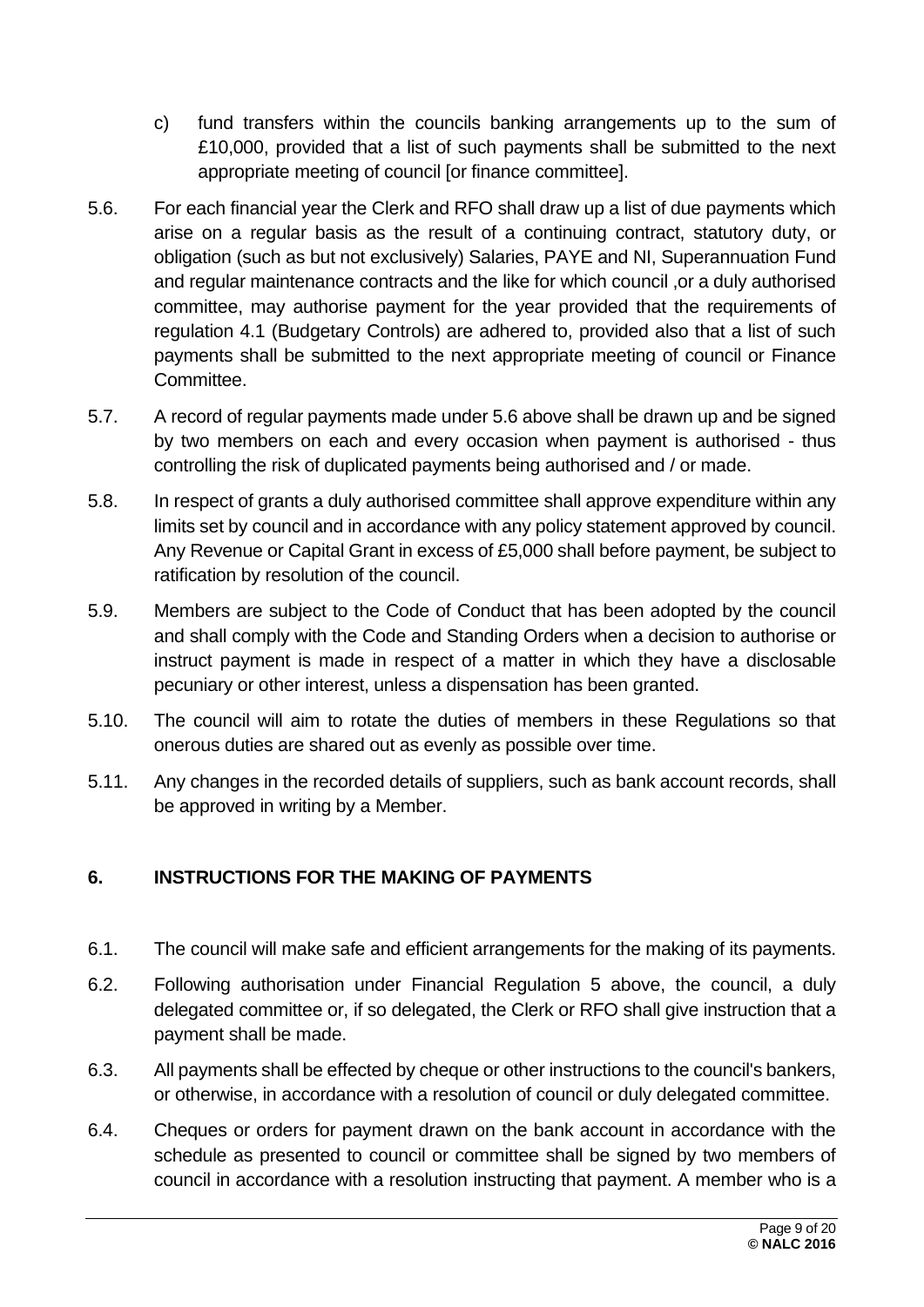c) fund transfers within the councils banking arrangements up to the sum of £10,000, provided that a list of such payments shall be submitted to the next appropriate meeting of council [or finance committee].

5.6. For each financial year the Clerk and RFO shall draw up a list of due payments which arise on a regular basis as the result of a continuing contract, statutory duty, or obligation (such as but not exclusively) Salaries, PAYE and NI, Superannuation Fund and regular maintenance contracts and the like for which council ,or a duly authorised committee, may authorise payment for the year provided that the requirements of regulation 4.1 (Budgetary Controls) are adhered to, provided also that a list of such payments shall be submitted to the next appropriate meeting of council or Finance Committee.

5.7. A record of regular payments made under 5.6 above shall be drawn up and be signed by two members on each and every occasion when payment is authorised - thus controlling the risk of duplicated payments being authorised and / or made.

5.8. In respect of grants a duly authorised committee shall approve expenditure within any limits set by council and in accordance with any policy statement approved by council. Any Revenue or Capital Grant in excess of £5,000 shall before payment, be subject to ratification by resolution of the council.

5.9. Members are subject to the Code of Conduct that has been adopted by the council and shall comply with the Code and Standing Orders when a decision to authorise or instruct payment is made in respect of a matter in which they have a disclosable pecuniary or other interest, unless a dispensation has been granted.

5.10. The council will aim to rotate the duties of members in these Regulations so that onerous duties are shared out as evenly as possible over time.

5.11. Any changes in the recorded details of suppliers, such as bank account records, shall be approved in writing by a Member.

## 6. INSTRUCTIONS FOR THE MAKING OF PAYMENTS

6.1. The council will make safe and efficient arrangements for the making of its payments.

6.2. Following authorisation under Financial Regulation 5 above, the council, a duly delegated committee or, if so delegated, the Clerk or RFO shall give instruction that a payment shall be made.

6.3. All payments shall be effected by cheque or other instructions to the council's bankers, or otherwise, in accordance with a resolution of council or duly delegated committee.

6.4. Cheques or orders for payment drawn on the bank account in accordance with the schedule as presented to council or committee shall be signed by two members of council in accordance with a resolution instructing that payment. A member who is a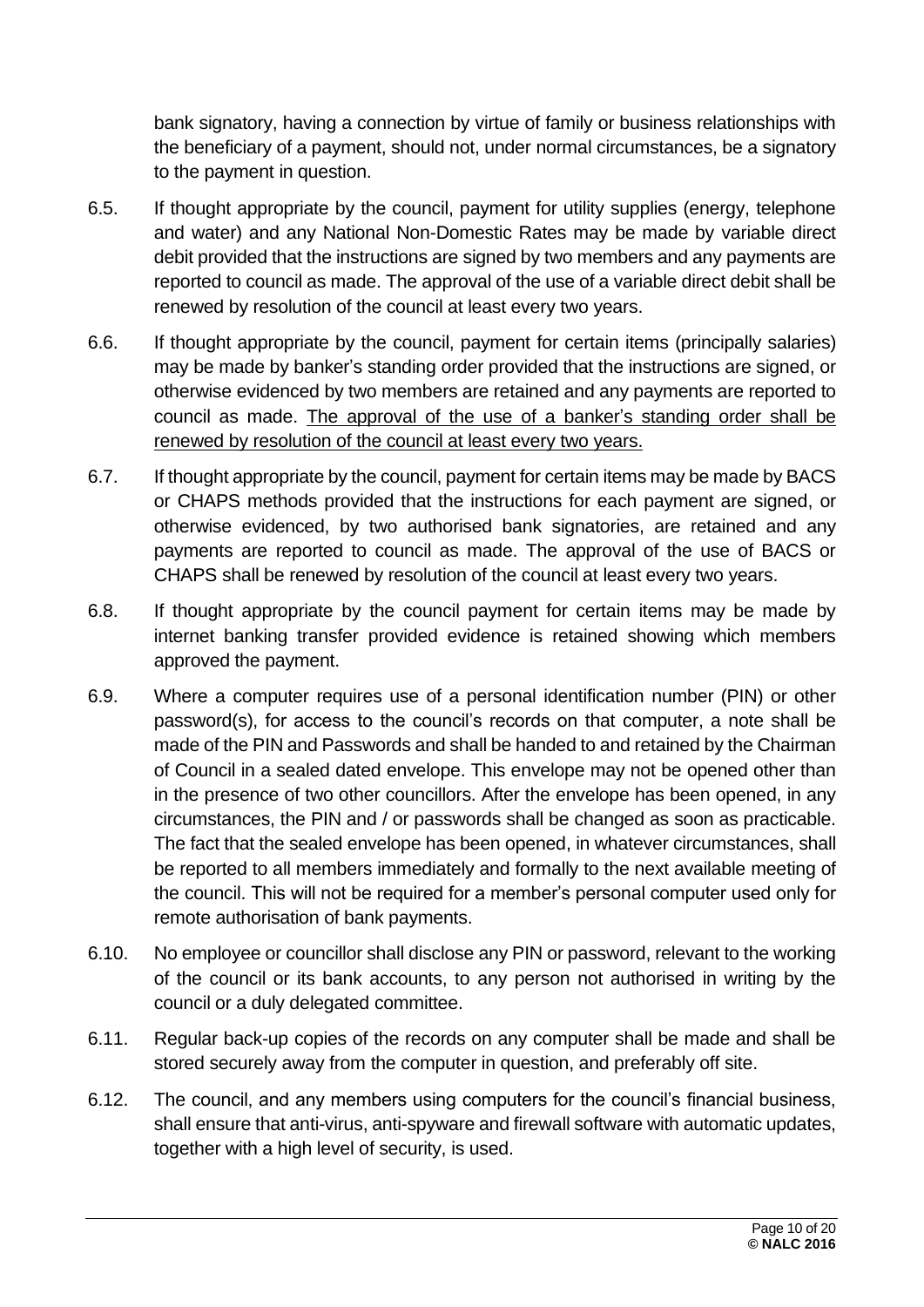bank signatory, having a connection by virtue of family or business relationships with the beneficiary of a payment, should not, under normal circumstances, be a signatory to the payment in question.

6.5. If thought appropriate by the council, payment for utility supplies (energy, telephone and water) and any National Non-Domestic Rates may be made by variable direct debit provided that the instructions are signed by two members and any payments are reported to council as made. The approval of the use of a variable direct debit shall be renewed by resolution of the council at least every two years.

6.6. If thought appropriate by the council, payment for certain items (principally salaries) may be made by banker's standing order provided that the instructions are signed, or otherwise evidenced by two members are retained and any payments are reported to council as made. <u>The approval of the use of a banker's standing order shall be renewed by resolution of the council at least every two years.</u>

6.7. If thought appropriate by the council, payment for certain items may be made by BACS or CHAPS methods provided that the instructions for each payment are signed, or otherwise evidenced, by two authorised bank signatories, are retained and any payments are reported to council as made. The approval of the use of BACS or CHAPS shall be renewed by resolution of the council at least every two years.

6.8. If thought appropriate by the council payment for certain items may be made by internet banking transfer provided evidence is retained showing which members approved the payment.

6.9. Where a computer requires use of a personal identification number (PIN) or other password(s), for access to the council's records on that computer, a note shall be made of the PIN and Passwords and shall be handed to and retained by the Chairman of Council in a sealed dated envelope. This envelope may not be opened other than in the presence of two other councillors. After the envelope has been opened, in any circumstances, the PIN and / or passwords shall be changed as soon as practicable. The fact that the sealed envelope has been opened, in whatever circumstances, shall be reported to all members immediately and formally to the next available meeting of the council. This will not be required for a member's personal computer used only for remote authorisation of bank payments.

6.10. No employee or councillor shall disclose any PIN or password, relevant to the working of the council or its bank accounts, to any person not authorised in writing by the council or a duly delegated committee.

6.11. Regular back-up copies of the records on any computer shall be made and shall be stored securely away from the computer in question, and preferably off site.

6.12. The council, and any members using computers for the council's financial business, shall ensure that anti-virus, anti-spyware and firewall software with automatic updates, together with a high level of security, is used.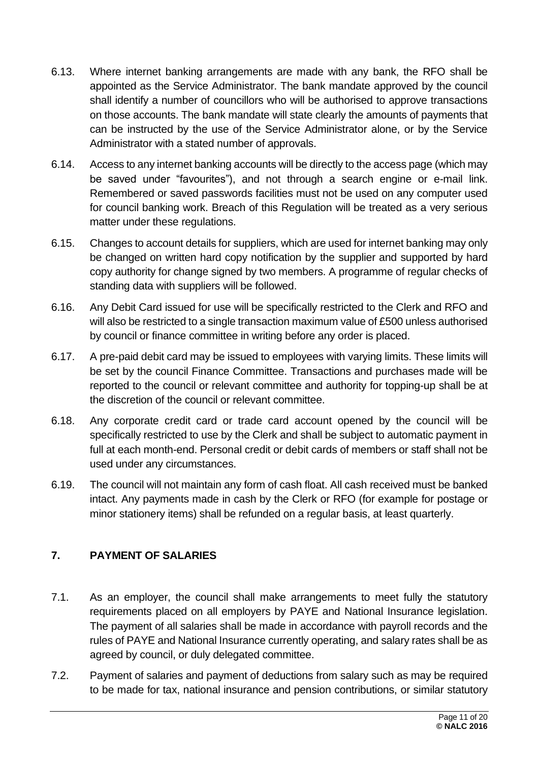6.13. Where internet banking arrangements are made with any bank, the RFO shall be appointed as the Service Administrator. The bank mandate approved by the council shall identify a number of councillors who will be authorised to approve transactions on those accounts. The bank mandate will state clearly the amounts of payments that can be instructed by the use of the Service Administrator alone, or by the Service Administrator with a stated number of approvals.

6.14. Access to any internet banking accounts will be directly to the access page (which may be saved under "favourites"), and not through a search engine or e-mail link. Remembered or saved passwords facilities must not be used on any computer used for council banking work. Breach of this Regulation will be treated as a very serious matter under these regulations.

6.15. Changes to account details for suppliers, which are used for internet banking may only be changed on written hard copy notification by the supplier and supported by hard copy authority for change signed by two members. A programme of regular checks of standing data with suppliers will be followed.

6.16. Any Debit Card issued for use will be specifically restricted to the Clerk and RFO and will also be restricted to a single transaction maximum value of £500 unless authorised by council or finance committee in writing before any order is placed.

6.17. A pre-paid debit card may be issued to employees with varying limits. These limits will be set by the council Finance Committee. Transactions and purchases made will be reported to the council or relevant committee and authority for topping-up shall be at the discretion of the council or relevant committee.

6.18. Any corporate credit card or trade card account opened by the council will be specifically restricted to use by the Clerk and shall be subject to automatic payment in full at each month-end. Personal credit or debit cards of members or staff shall not be used under any circumstances.

6.19. The council will not maintain any form of cash float. All cash received must be banked intact. Any payments made in cash by the Clerk or RFO (for example for postage or minor stationery items) shall be refunded on a regular basis, at least quarterly.

## 7. PAYMENT OF SALARIES

7.1. As an employer, the council shall make arrangements to meet fully the statutory requirements placed on all employers by PAYE and National Insurance legislation. The payment of all salaries shall be made in accordance with payroll records and the rules of PAYE and National Insurance currently operating, and salary rates shall be as agreed by council, or duly delegated committee.

7.2. Payment of salaries and payment of deductions from salary such as may be required to be made for tax, national insurance and pension contributions, or similar statutory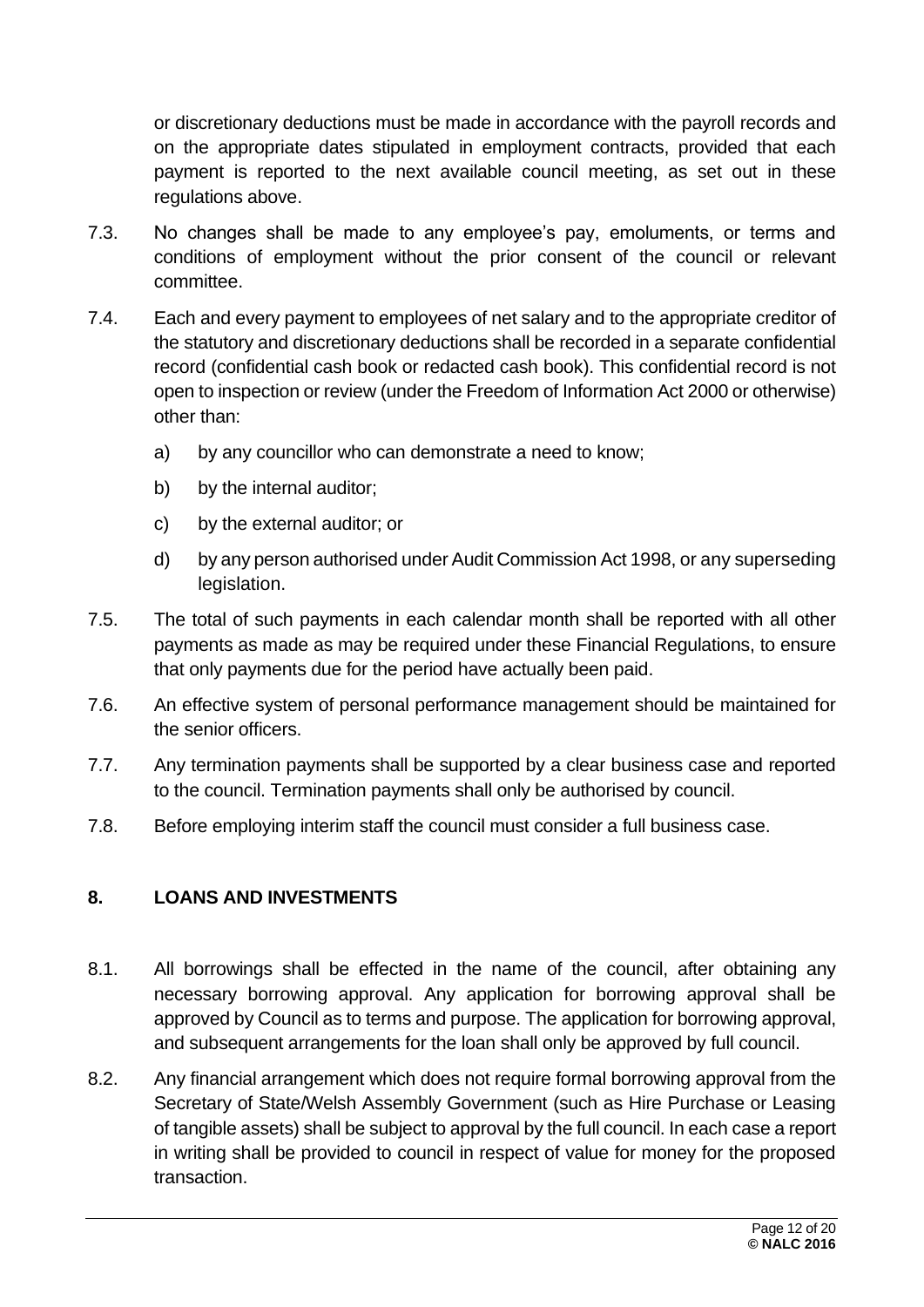or discretionary deductions must be made in accordance with the payroll records and on the appropriate dates stipulated in employment contracts, provided that each payment is reported to the next available council meeting, as set out in these regulations above.

7.3. No changes shall be made to any employee's pay, emoluments, or terms and conditions of employment without the prior consent of the council or relevant committee.

7.4. Each and every payment to employees of net salary and to the appropriate creditor of the statutory and discretionary deductions shall be recorded in a separate confidential record (confidential cash book or redacted cash book). This confidential record is not open to inspection or review (under the Freedom of Information Act 2000 or otherwise) other than:

a) by any councillor who can demonstrate a need to know;

b) by the internal auditor;

c) by the external auditor; or

d) by any person authorised under Audit Commission Act 1998, or any superseding legislation.

7.5. The total of such payments in each calendar month shall be reported with all other payments as made as may be required under these Financial Regulations, to ensure that only payments due for the period have actually been paid.

7.6. An effective system of personal performance management should be maintained for the senior officers.

7.7. Any termination payments shall be supported by a clear business case and reported to the council. Termination payments shall only be authorised by council.

7.8. Before employing interim staff the council must consider a full business case.

## 8. LOANS AND INVESTMENTS

8.1. All borrowings shall be effected in the name of the council, after obtaining any necessary borrowing approval. Any application for borrowing approval shall be approved by Council as to terms and purpose. The application for borrowing approval, and subsequent arrangements for the loan shall only be approved by full council.

8.2. Any financial arrangement which does not require formal borrowing approval from the Secretary of State/Welsh Assembly Government (such as Hire Purchase or Leasing of tangible assets) shall be subject to approval by the full council. In each case a report in writing shall be provided to council in respect of value for money for the proposed transaction.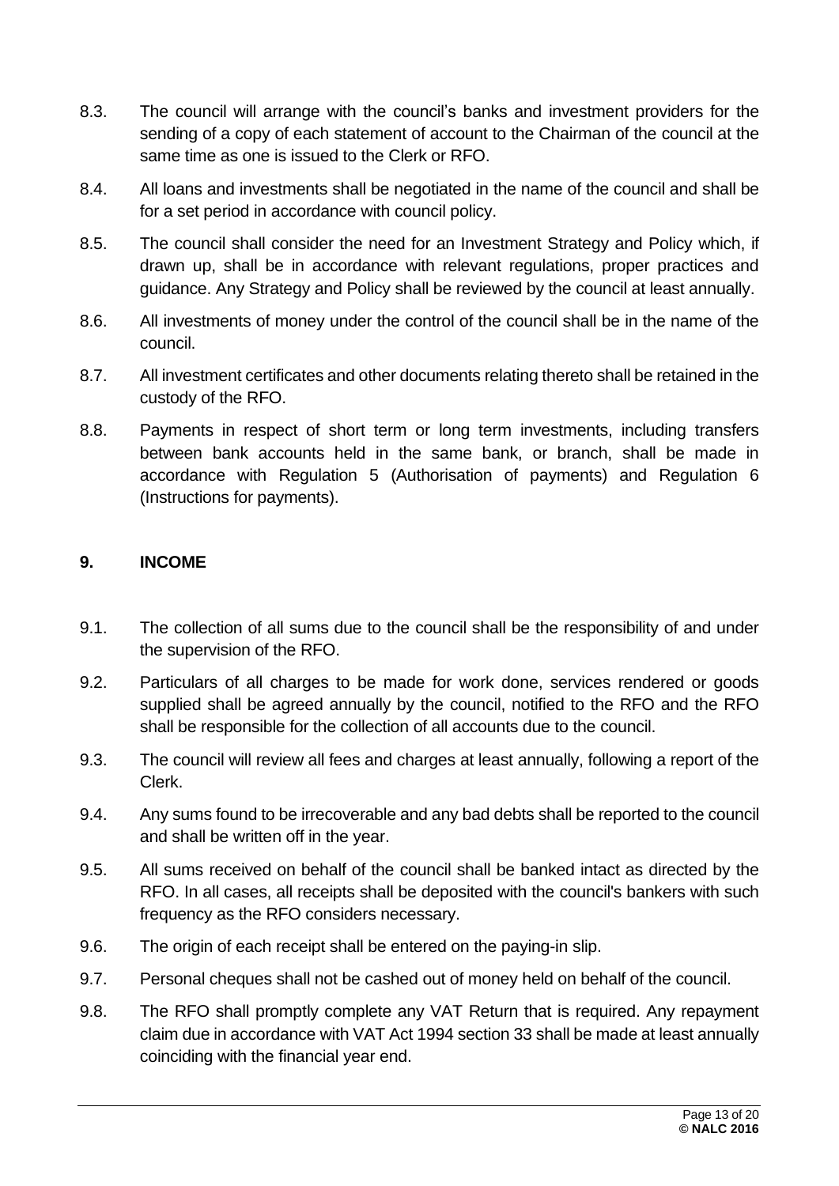8.3. The council will arrange with the council's banks and investment providers for the sending of a copy of each statement of account to the Chairman of the council at the same time as one is issued to the Clerk or RFO.

8.4. All loans and investments shall be negotiated in the name of the council and shall be for a set period in accordance with council policy.

8.5. The council shall consider the need for an Investment Strategy and Policy which, if drawn up, shall be in accordance with relevant regulations, proper practices and guidance. Any Strategy and Policy shall be reviewed by the council at least annually.

8.6. All investments of money under the control of the council shall be in the name of the council.

8.7. All investment certificates and other documents relating thereto shall be retained in the custody of the RFO.

8.8. Payments in respect of short term or long term investments, including transfers between bank accounts held in the same bank, or branch, shall be made in accordance with Regulation 5 (Authorisation of payments) and Regulation 6 (Instructions for payments).

## 9. INCOME

9.1. The collection of all sums due to the council shall be the responsibility of and under the supervision of the RFO.

9.2. Particulars of all charges to be made for work done, services rendered or goods supplied shall be agreed annually by the council, notified to the RFO and the RFO shall be responsible for the collection of all accounts due to the council.

9.3. The council will review all fees and charges at least annually, following a report of the Clerk.

9.4. Any sums found to be irrecoverable and any bad debts shall be reported to the council and shall be written off in the year.

9.5. All sums received on behalf of the council shall be banked intact as directed by the RFO. In all cases, all receipts shall be deposited with the council's bankers with such frequency as the RFO considers necessary.

9.6. The origin of each receipt shall be entered on the paying-in slip.

9.7. Personal cheques shall not be cashed out of money held on behalf of the council.

9.8. The RFO shall promptly complete any VAT Return that is required. Any repayment claim due in accordance with VAT Act 1994 section 33 shall be made at least annually coinciding with the financial year end.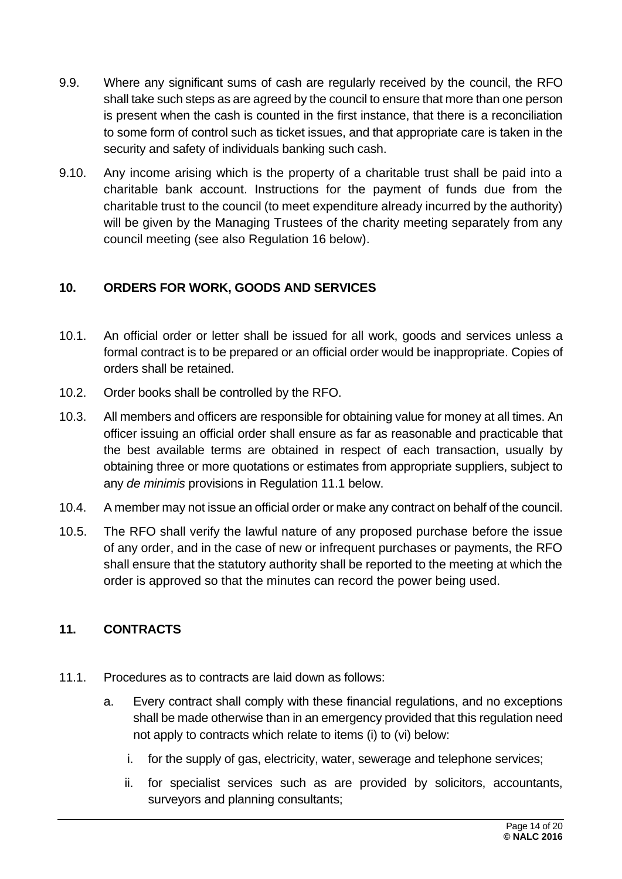9.9. Where any significant sums of cash are regularly received by the council, the RFO shall take such steps as are agreed by the council to ensure that more than one person is present when the cash is counted in the first instance, that there is a reconciliation to some form of control such as ticket issues, and that appropriate care is taken in the security and safety of individuals banking such cash.

9.10. Any income arising which is the property of a charitable trust shall be paid into a charitable bank account. Instructions for the payment of funds due from the charitable trust to the council (to meet expenditure already incurred by the authority) will be given by the Managing Trustees of the charity meeting separately from any council meeting (see also Regulation 16 below).

## 10. ORDERS FOR WORK, GOODS AND SERVICES

10.1. An official order or letter shall be issued for all work, goods and services unless a formal contract is to be prepared or an official order would be inappropriate. Copies of orders shall be retained.

10.2. Order books shall be controlled by the RFO.

10.3. All members and officers are responsible for obtaining value for money at all times. An officer issuing an official order shall ensure as far as reasonable and practicable that the best available terms are obtained in respect of each transaction, usually by obtaining three or more quotations or estimates from appropriate suppliers, subject to any *de minimis* provisions in Regulation 11.1 below.

10.4. A member may not issue an official order or make any contract on behalf of the council.

10.5. The RFO shall verify the lawful nature of any proposed purchase before the issue of any order, and in the case of new or infrequent purchases or payments, the RFO shall ensure that the statutory authority shall be reported to the meeting at which the order is approved so that the minutes can record the power being used.

## 11. CONTRACTS

11.1. Procedures as to contracts are laid down as follows:

a. Every contract shall comply with these financial regulations, and no exceptions shall be made otherwise than in an emergency provided that this regulation need not apply to contracts which relate to items (i) to (vi) below:

   i. for the supply of gas, electricity, water, sewerage and telephone services;

   ii. for specialist services such as are provided by solicitors, accountants, surveyors and planning consultants;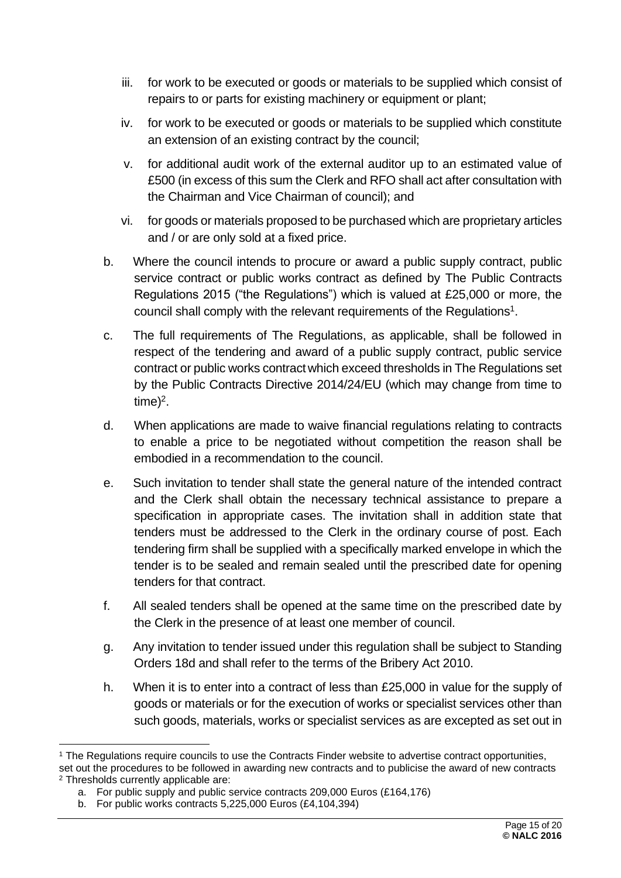iii. for work to be executed or goods or materials to be supplied which consist of repairs to or parts for existing machinery or equipment or plant;

iv. for work to be executed or goods or materials to be supplied which constitute an extension of an existing contract by the council;

v. for additional audit work of the external auditor up to an estimated value of £500 (in excess of this sum the Clerk and RFO shall act after consultation with the Chairman and Vice Chairman of council); and

vi. for goods or materials proposed to be purchased which are proprietary articles and / or are only sold at a fixed price.

b. Where the council intends to procure or award a public supply contract, public service contract or public works contract as defined by The Public Contracts Regulations 2015 ("the Regulations") which is valued at £25,000 or more, the council shall comply with the relevant requirements of the Regulations[1].

c. The full requirements of The Regulations, as applicable, shall be followed in respect of the tendering and award of a public supply contract, public service contract or public works contract which exceed thresholds in The Regulations set by the Public Contracts Directive 2014/24/EU (which may change from time to time)[2].

d. When applications are made to waive financial regulations relating to contracts to enable a price to be negotiated without competition the reason shall be embodied in a recommendation to the council.

e. Such invitation to tender shall state the general nature of the intended contract and the Clerk shall obtain the necessary technical assistance to prepare a specification in appropriate cases. The invitation shall in addition state that tenders must be addressed to the Clerk in the ordinary course of post. Each tendering firm shall be supplied with a specifically marked envelope in which the tender is to be sealed and remain sealed until the prescribed date for opening tenders for that contract.

f. All sealed tenders shall be opened at the same time on the prescribed date by the Clerk in the presence of at least one member of council.

g. Any invitation to tender issued under this regulation shall be subject to Standing Orders 18d and shall refer to the terms of the Bribery Act 2010.

h. When it is to enter into a contract of less than £25,000 in value for the supply of goods or materials or for the execution of works or specialist services other than such goods, materials, works or specialist services as are excepted as set out in

---

[1] The Regulations require councils to use the Contracts Finder website to advertise contract opportunities, set out the procedures to be followed in awarding new contracts and to publicise the award of new contracts

[2] Thresholds currently applicable are:

a. For public supply and public service contracts 209,000 Euros (£164,176)

b. For public works contracts 5,225,000 Euros (£4,104,394)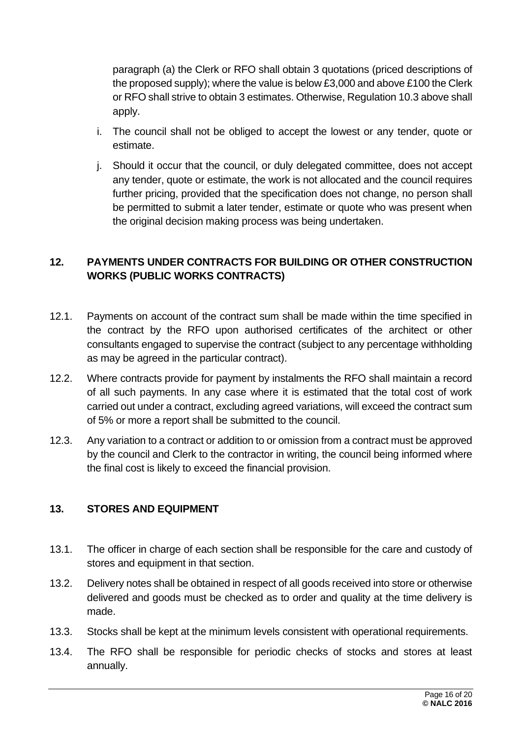paragraph (a) the Clerk or RFO shall obtain 3 quotations (priced descriptions of the proposed supply); where the value is below £3,000 and above £100 the Clerk or RFO shall strive to obtain 3 estimates. Otherwise, Regulation 10.3 above shall apply.

i. The council shall not be obliged to accept the lowest or any tender, quote or estimate.

j. Should it occur that the council, or duly delegated committee, does not accept any tender, quote or estimate, the work is not allocated and the council requires further pricing, provided that the specification does not change, no person shall be permitted to submit a later tender, estimate or quote who was present when the original decision making process was being undertaken.

## 12. PAYMENTS UNDER CONTRACTS FOR BUILDING OR OTHER CONSTRUCTION WORKS (PUBLIC WORKS CONTRACTS)

12.1. Payments on account of the contract sum shall be made within the time specified in the contract by the RFO upon authorised certificates of the architect or other consultants engaged to supervise the contract (subject to any percentage withholding as may be agreed in the particular contract).

12.2. Where contracts provide for payment by instalments the RFO shall maintain a record of all such payments. In any case where it is estimated that the total cost of work carried out under a contract, excluding agreed variations, will exceed the contract sum of 5% or more a report shall be submitted to the council.

12.3. Any variation to a contract or addition to or omission from a contract must be approved by the council and Clerk to the contractor in writing, the council being informed where the final cost is likely to exceed the financial provision.

## 13. STORES AND EQUIPMENT

13.1. The officer in charge of each section shall be responsible for the care and custody of stores and equipment in that section.

13.2. Delivery notes shall be obtained in respect of all goods received into store or otherwise delivered and goods must be checked as to order and quality at the time delivery is made.

13.3. Stocks shall be kept at the minimum levels consistent with operational requirements.

13.4. The RFO shall be responsible for periodic checks of stocks and stores at least annually.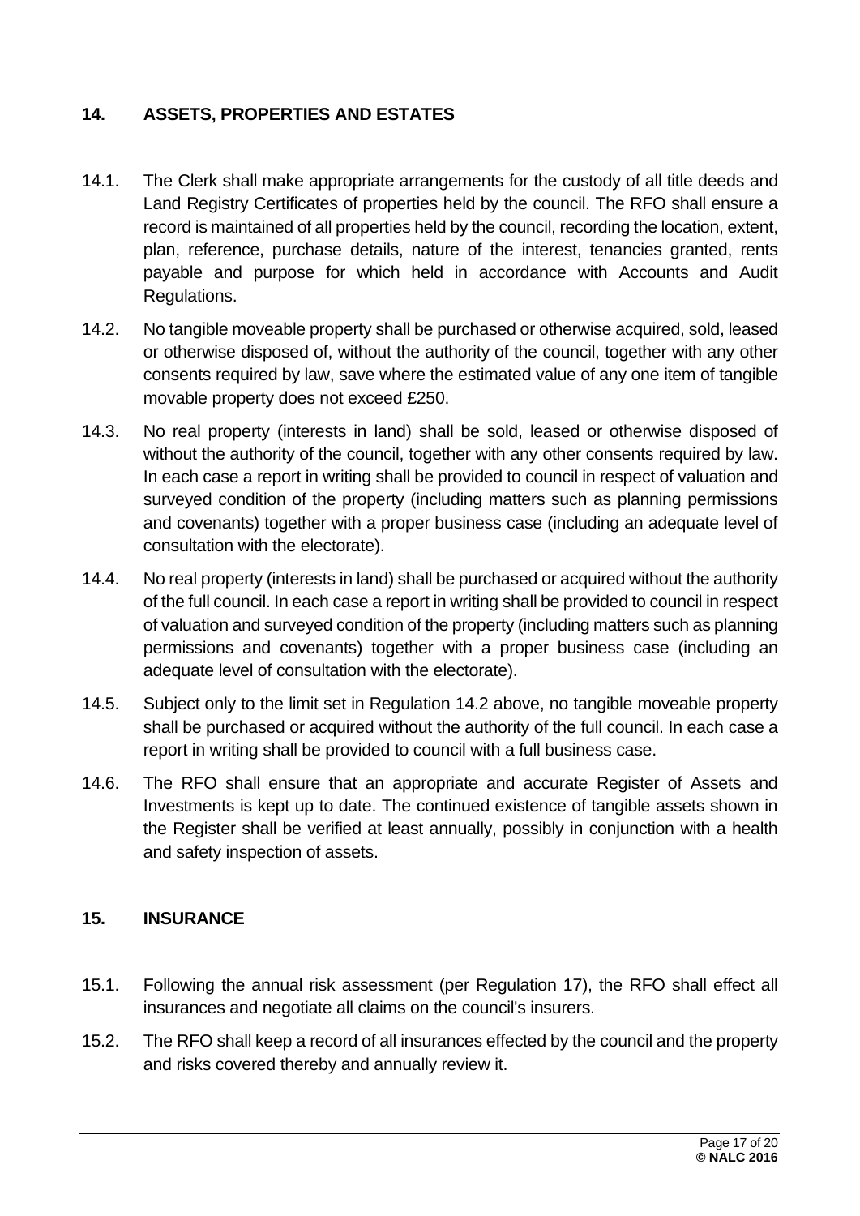## 14. ASSETS, PROPERTIES AND ESTATES

14.1. The Clerk shall make appropriate arrangements for the custody of all title deeds and Land Registry Certificates of properties held by the council. The RFO shall ensure a record is maintained of all properties held by the council, recording the location, extent, plan, reference, purchase details, nature of the interest, tenancies granted, rents payable and purpose for which held in accordance with Accounts and Audit Regulations.

14.2. No tangible moveable property shall be purchased or otherwise acquired, sold, leased or otherwise disposed of, without the authority of the council, together with any other consents required by law, save where the estimated value of any one item of tangible movable property does not exceed £250.

14.3. No real property (interests in land) shall be sold, leased or otherwise disposed of without the authority of the council, together with any other consents required by law. In each case a report in writing shall be provided to council in respect of valuation and surveyed condition of the property (including matters such as planning permissions and covenants) together with a proper business case (including an adequate level of consultation with the electorate).

14.4. No real property (interests in land) shall be purchased or acquired without the authority of the full council. In each case a report in writing shall be provided to council in respect of valuation and surveyed condition of the property (including matters such as planning permissions and covenants) together with a proper business case (including an adequate level of consultation with the electorate).

14.5. Subject only to the limit set in Regulation 14.2 above, no tangible moveable property shall be purchased or acquired without the authority of the full council. In each case a report in writing shall be provided to council with a full business case.

14.6. The RFO shall ensure that an appropriate and accurate Register of Assets and Investments is kept up to date. The continued existence of tangible assets shown in the Register shall be verified at least annually, possibly in conjunction with a health and safety inspection of assets.

## 15. INSURANCE

15.1. Following the annual risk assessment (per Regulation 17), the RFO shall effect all insurances and negotiate all claims on the council's insurers.

15.2. The RFO shall keep a record of all insurances effected by the council and the property and risks covered thereby and annually review it.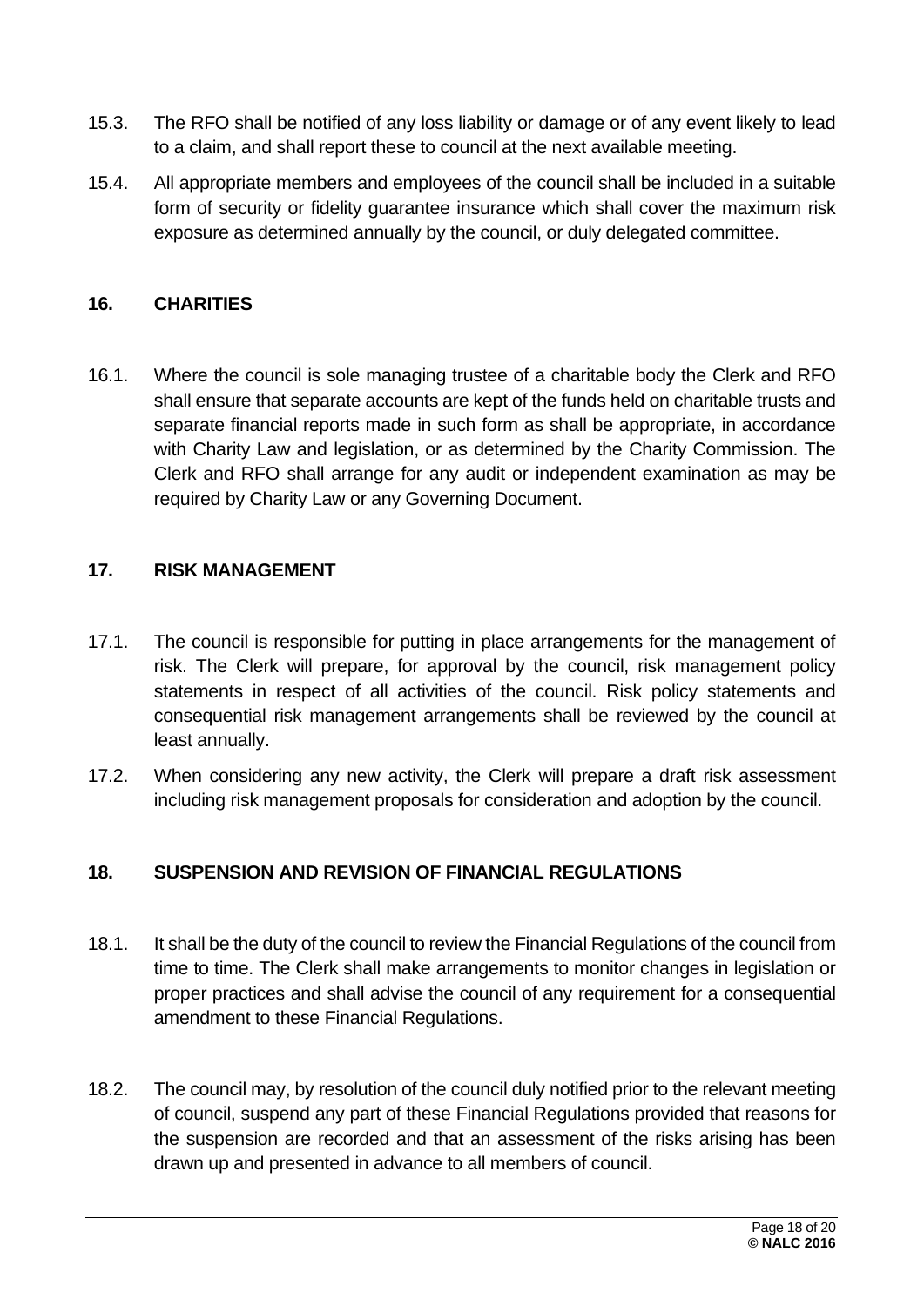15.3. The RFO shall be notified of any loss liability or damage or of any event likely to lead to a claim, and shall report these to council at the next available meeting.

15.4. All appropriate members and employees of the council shall be included in a suitable form of security or fidelity guarantee insurance which shall cover the maximum risk exposure as determined annually by the council, or duly delegated committee.

## 16. CHARITIES

16.1. Where the council is sole managing trustee of a charitable body the Clerk and RFO shall ensure that separate accounts are kept of the funds held on charitable trusts and separate financial reports made in such form as shall be appropriate, in accordance with Charity Law and legislation, or as determined by the Charity Commission. The Clerk and RFO shall arrange for any audit or independent examination as may be required by Charity Law or any Governing Document.

## 17. RISK MANAGEMENT

17.1. The council is responsible for putting in place arrangements for the management of risk. The Clerk will prepare, for approval by the council, risk management policy statements in respect of all activities of the council. Risk policy statements and consequential risk management arrangements shall be reviewed by the council at least annually.

17.2. When considering any new activity, the Clerk will prepare a draft risk assessment including risk management proposals for consideration and adoption by the council.

## 18. SUSPENSION AND REVISION OF FINANCIAL REGULATIONS

18.1. It shall be the duty of the council to review the Financial Regulations of the council from time to time. The Clerk shall make arrangements to monitor changes in legislation or proper practices and shall advise the council of any requirement for a consequential amendment to these Financial Regulations.

18.2. The council may, by resolution of the council duly notified prior to the relevant meeting of council, suspend any part of these Financial Regulations provided that reasons for the suspension are recorded and that an assessment of the risks arising has been drawn up and presented in advance to all members of council.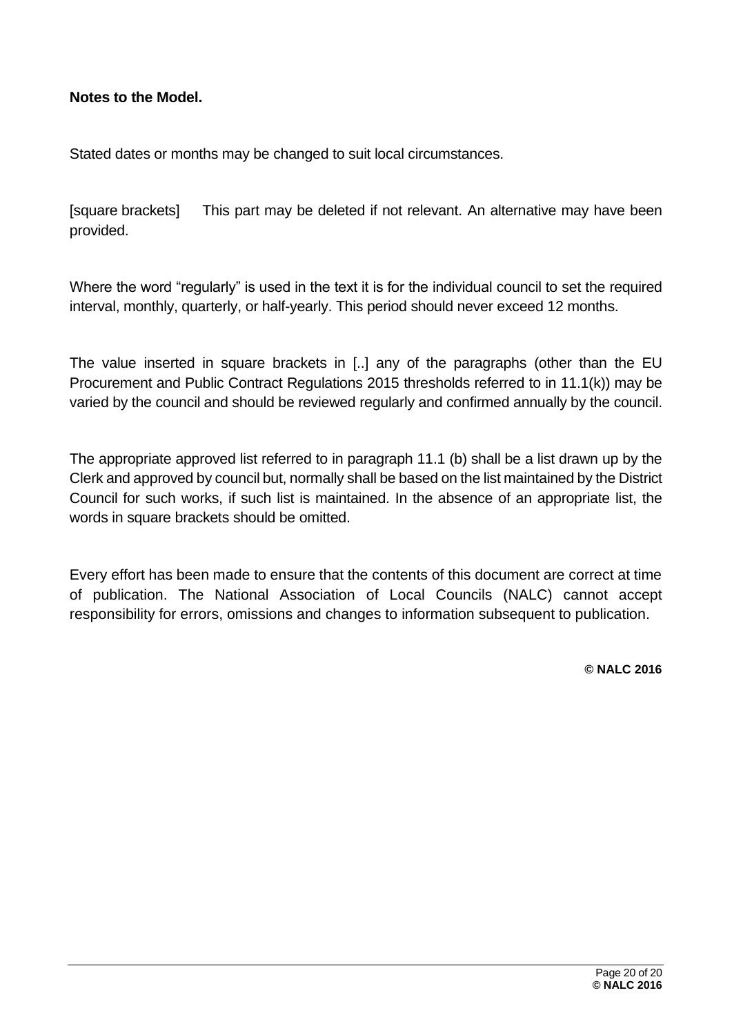**Notes to the Model.**

Stated dates or months may be changed to suit local circumstances.

[square brackets] This part may be deleted if not relevant. An alternative may have been provided.

Where the word "regularly" is used in the text it is for the individual council to set the required interval, monthly, quarterly, or half-yearly. This period should never exceed 12 months.

The value inserted in square brackets in [..] any of the paragraphs (other than the EU Procurement and Public Contract Regulations 2015 thresholds referred to in 11.1(k)) may be varied by the council and should be reviewed regularly and confirmed annually by the council.

The appropriate approved list referred to in paragraph 11.1 (b) shall be a list drawn up by the Clerk and approved by council but, normally shall be based on the list maintained by the District Council for such works, if such list is maintained. In the absence of an appropriate list, the words in square brackets should be omitted.

Every effort has been made to ensure that the contents of this document are correct at time of publication. The National Association of Local Councils (NALC) cannot accept responsibility for errors, omissions and changes to information subsequent to publication.

**© NALC 2016**